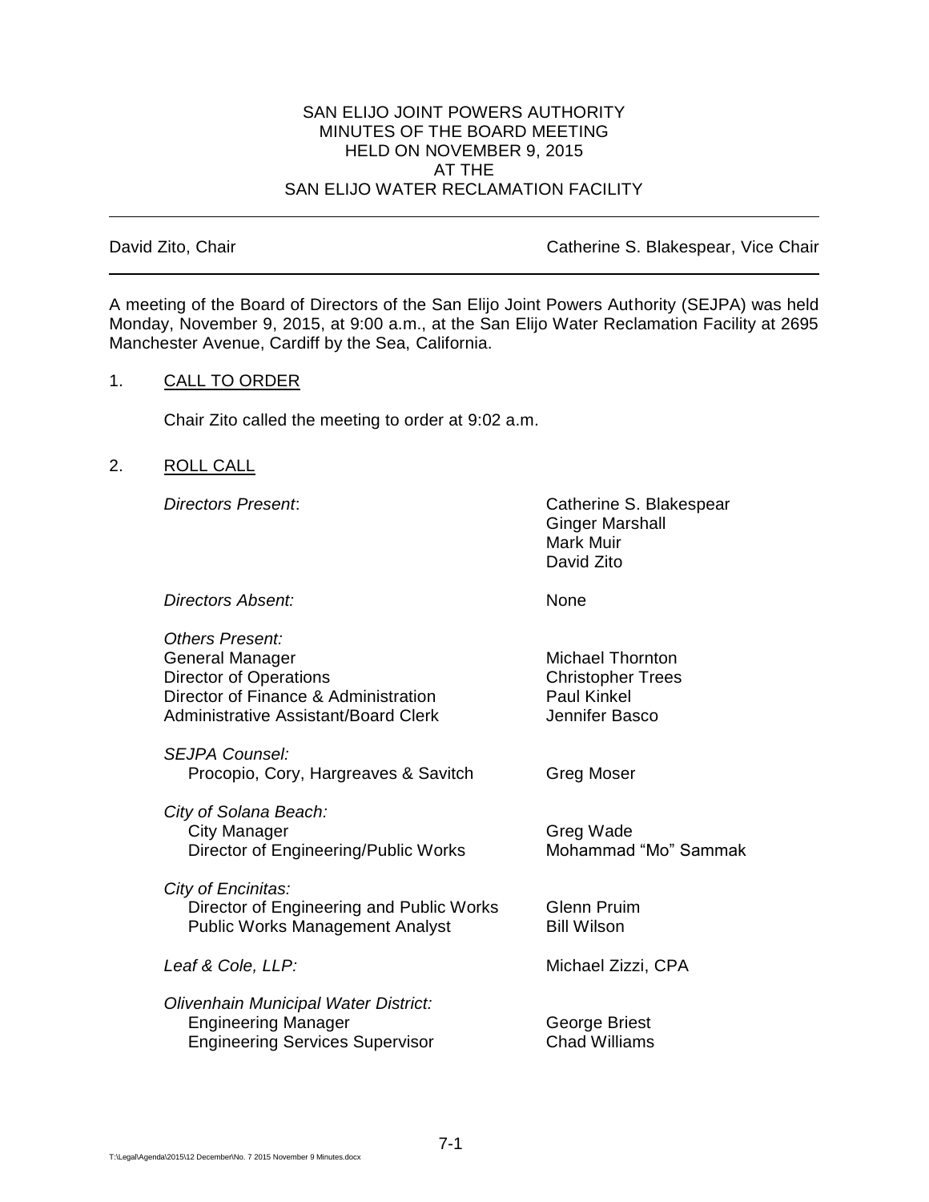SAN ELIJO JOINT POWERS AUTHORITY
MINUTES OF THE BOARD MEETING
HELD ON NOVEMBER 9, 2015
AT THE
SAN ELIJO WATER RECLAMATION FACILITY

---

David Zito, Chair — Catherine S. Blakespear, Vice Chair

---

A meeting of the Board of Directors of the San Elijo Joint Powers Authority (SEJPA) was held Monday, November 9, 2015, at 9:00 a.m., at the San Elijo Water Reclamation Facility at 2695 Manchester Avenue, Cardiff by the Sea, California.

1. CALL TO ORDER

   Chair Zito called the meeting to order at 9:02 a.m.

2. ROLL CALL

| | |
|---|---|
| *Directors Present*: | Catherine S. Blakespear<br>Ginger Marshall<br>Mark Muir<br>David Zito |
| *Directors Absent:* | None |
| *Others Present:* | |
| General Manager | Michael Thornton |
| Director of Operations | Christopher Trees |
| Director of Finance & Administration | Paul Kinkel |
| Administrative Assistant/Board Clerk | Jennifer Basco |
| *SEJPA Counsel:* | |
| Procopio, Cory, Hargreaves & Savitch | Greg Moser |
| *City of Solana Beach:* | |
| City Manager | Greg Wade |
| Director of Engineering/Public Works | Mohammad "Mo" Sammak |
| *City of Encinitas:* | |
| Director of Engineering and Public Works | Glenn Pruim |
| Public Works Management Analyst | Bill Wilson |
| *Leaf & Cole, LLP:* | Michael Zizzi, CPA |
| *Olivenhain Municipal Water District:* | |
| Engineering Manager | George Briest |
| Engineering Services Supervisor | Chad Williams |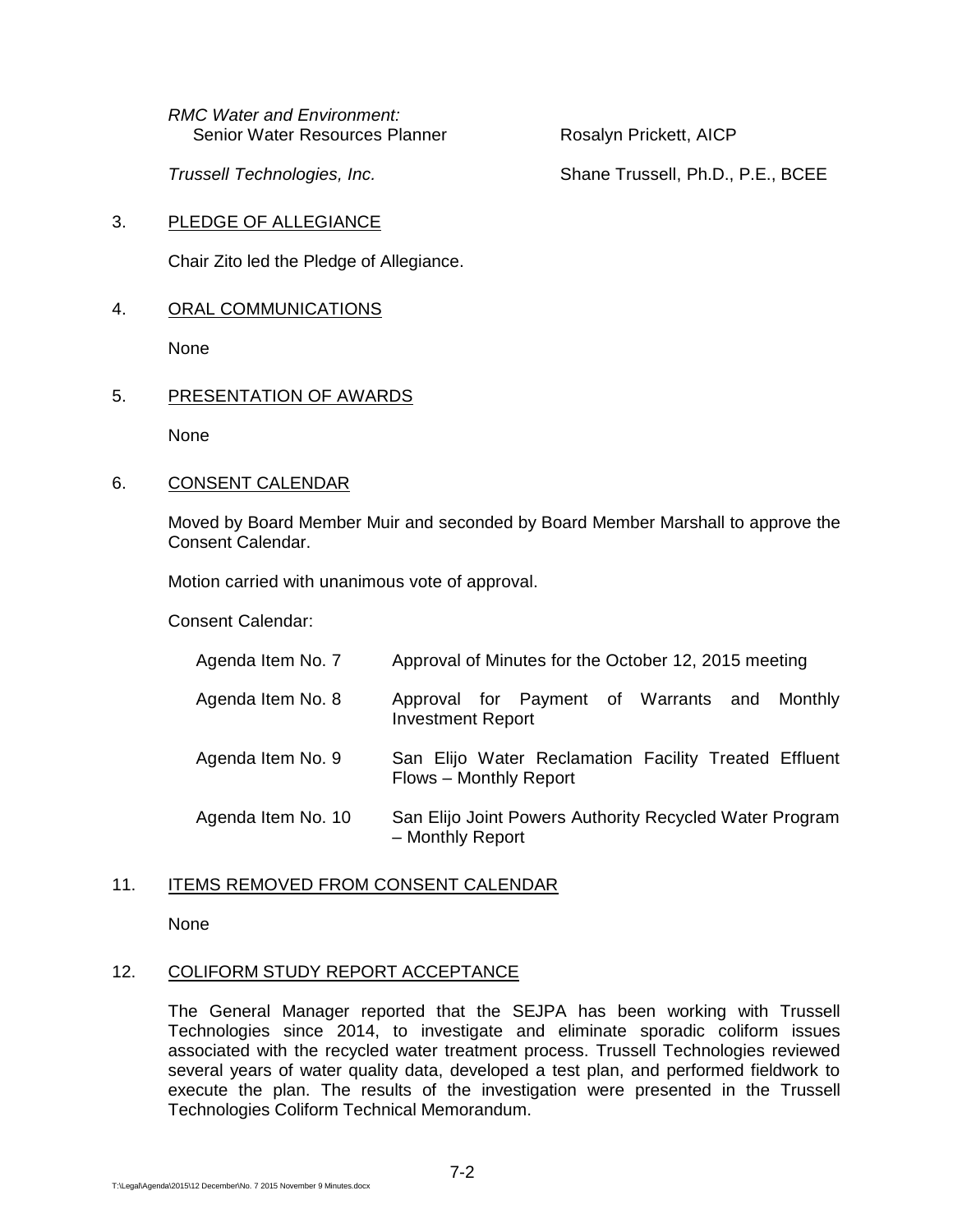*RMC Water and Environment:*
Senior Water Resources Planner — Rosalyn Prickett, AICP

*Trussell Technologies, Inc.* — Shane Trussell, Ph.D., P.E., BCEE

3. PLEDGE OF ALLEGIANCE

   Chair Zito led the Pledge of Allegiance.

4. ORAL COMMUNICATIONS

   None

5. PRESENTATION OF AWARDS

   None

6. CONSENT CALENDAR

   Moved by Board Member Muir and seconded by Board Member Marshall to approve the Consent Calendar.

   Motion carried with unanimous vote of approval.

   Consent Calendar:

| | |
|---|---|
| Agenda Item No. 7 | Approval of Minutes for the October 12, 2015 meeting |
| Agenda Item No. 8 | Approval for Payment of Warrants and Monthly Investment Report |
| Agenda Item No. 9 | San Elijo Water Reclamation Facility Treated Effluent Flows – Monthly Report |
| Agenda Item No. 10 | San Elijo Joint Powers Authority Recycled Water Program – Monthly Report |

11. ITEMS REMOVED FROM CONSENT CALENDAR

    None

12. COLIFORM STUDY REPORT ACCEPTANCE

    The General Manager reported that the SEJPA has been working with Trussell Technologies since 2014, to investigate and eliminate sporadic coliform issues associated with the recycled water treatment process. Trussell Technologies reviewed several years of water quality data, developed a test plan, and performed fieldwork to execute the plan. The results of the investigation were presented in the Trussell Technologies Coliform Technical Memorandum.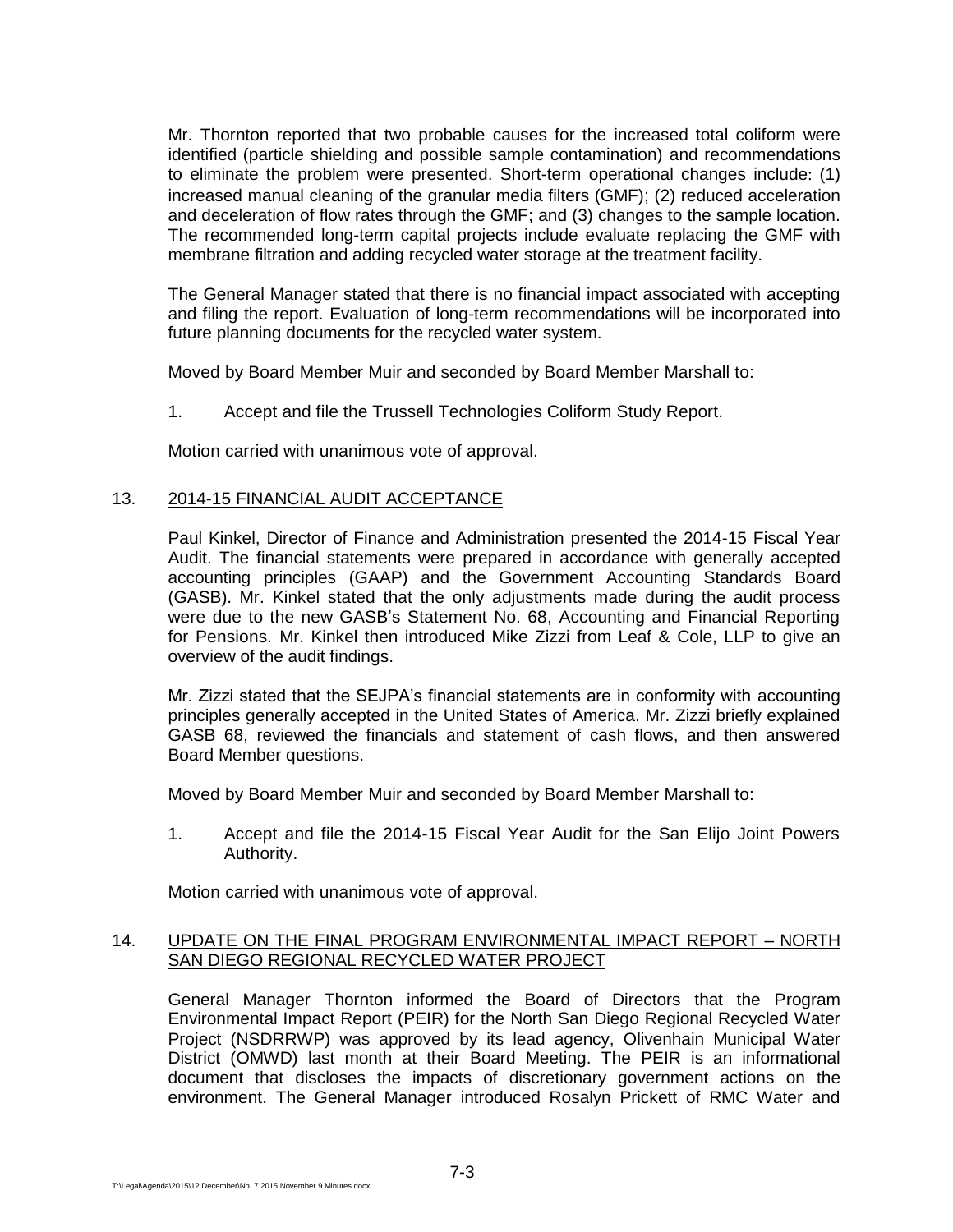Mr. Thornton reported that two probable causes for the increased total coliform were identified (particle shielding and possible sample contamination) and recommendations to eliminate the problem were presented. Short-term operational changes include: (1) increased manual cleaning of the granular media filters (GMF); (2) reduced acceleration and deceleration of flow rates through the GMF; and (3) changes to the sample location. The recommended long-term capital projects include evaluate replacing the GMF with membrane filtration and adding recycled water storage at the treatment facility.

The General Manager stated that there is no financial impact associated with accepting and filing the report. Evaluation of long-term recommendations will be incorporated into future planning documents for the recycled water system.

Moved by Board Member Muir and seconded by Board Member Marshall to:

1. Accept and file the Trussell Technologies Coliform Study Report.

Motion carried with unanimous vote of approval.

13. <u>2014-15 FINANCIAL AUDIT ACCEPTANCE</u>

Paul Kinkel, Director of Finance and Administration presented the 2014-15 Fiscal Year Audit. The financial statements were prepared in accordance with generally accepted accounting principles (GAAP) and the Government Accounting Standards Board (GASB). Mr. Kinkel stated that the only adjustments made during the audit process were due to the new GASB's Statement No. 68, Accounting and Financial Reporting for Pensions. Mr. Kinkel then introduced Mike Zizzi from Leaf & Cole, LLP to give an overview of the audit findings.

Mr. Zizzi stated that the SEJPA's financial statements are in conformity with accounting principles generally accepted in the United States of America. Mr. Zizzi briefly explained GASB 68, reviewed the financials and statement of cash flows, and then answered Board Member questions.

Moved by Board Member Muir and seconded by Board Member Marshall to:

1. Accept and file the 2014-15 Fiscal Year Audit for the San Elijo Joint Powers Authority.

Motion carried with unanimous vote of approval.

14. <u>UPDATE ON THE FINAL PROGRAM ENVIRONMENTAL IMPACT REPORT – NORTH SAN DIEGO REGIONAL RECYCLED WATER PROJECT</u>

General Manager Thornton informed the Board of Directors that the Program Environmental Impact Report (PEIR) for the North San Diego Regional Recycled Water Project (NSDRRWP) was approved by its lead agency, Olivenhain Municipal Water District (OMWD) last month at their Board Meeting. The PEIR is an informational document that discloses the impacts of discretionary government actions on the environment. The General Manager introduced Rosalyn Prickett of RMC Water and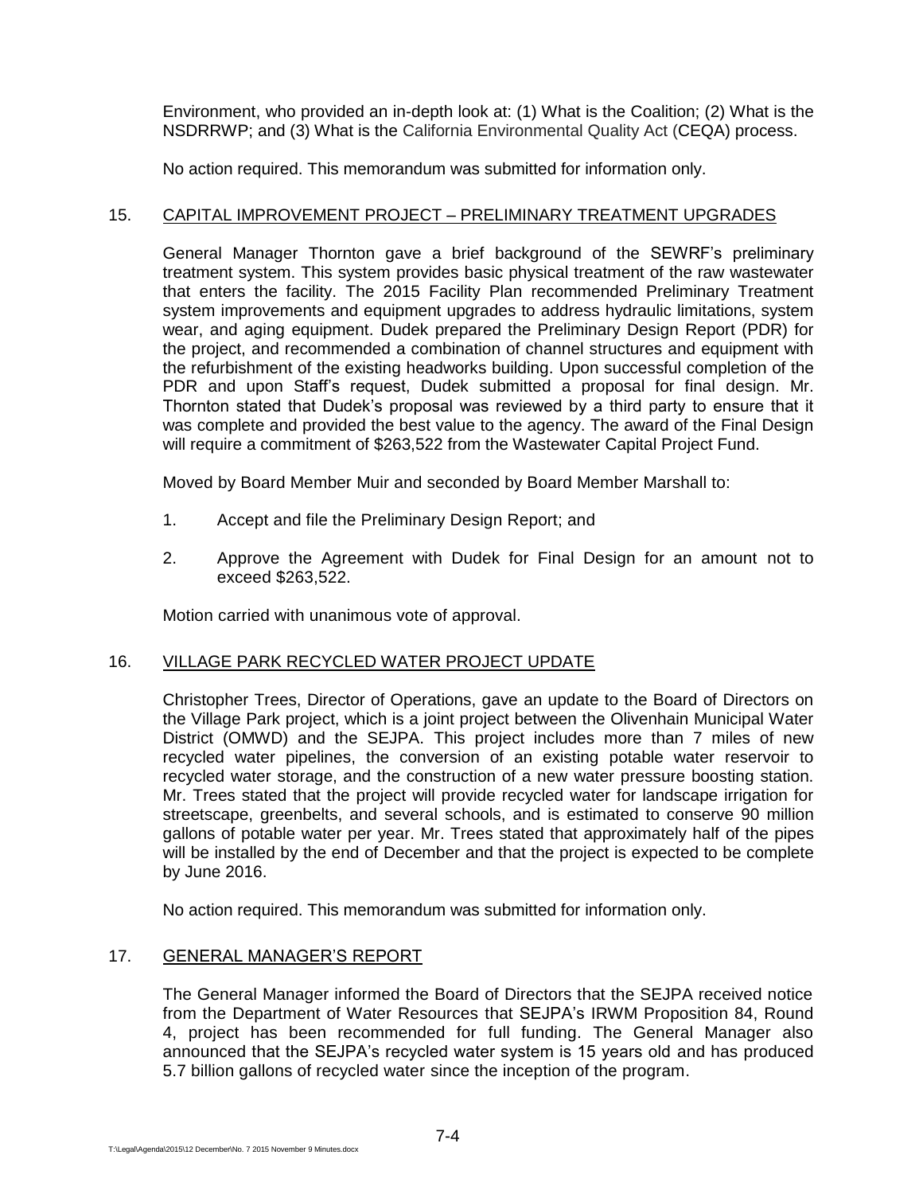Environment, who provided an in-depth look at: (1) What is the Coalition; (2) What is the NSDRRWP; and (3) What is the California Environmental Quality Act (CEQA) process.

No action required. This memorandum was submitted for information only.

15. CAPITAL IMPROVEMENT PROJECT – PRELIMINARY TREATMENT UPGRADES

General Manager Thornton gave a brief background of the SEWRF's preliminary treatment system. This system provides basic physical treatment of the raw wastewater that enters the facility. The 2015 Facility Plan recommended Preliminary Treatment system improvements and equipment upgrades to address hydraulic limitations, system wear, and aging equipment. Dudek prepared the Preliminary Design Report (PDR) for the project, and recommended a combination of channel structures and equipment with the refurbishment of the existing headworks building. Upon successful completion of the PDR and upon Staff's request, Dudek submitted a proposal for final design. Mr. Thornton stated that Dudek's proposal was reviewed by a third party to ensure that it was complete and provided the best value to the agency. The award of the Final Design will require a commitment of $263,522 from the Wastewater Capital Project Fund.

Moved by Board Member Muir and seconded by Board Member Marshall to:

1. Accept and file the Preliminary Design Report; and
2. Approve the Agreement with Dudek for Final Design for an amount not to exceed $263,522.

Motion carried with unanimous vote of approval.

16. VILLAGE PARK RECYCLED WATER PROJECT UPDATE

Christopher Trees, Director of Operations, gave an update to the Board of Directors on the Village Park project, which is a joint project between the Olivenhain Municipal Water District (OMWD) and the SEJPA. This project includes more than 7 miles of new recycled water pipelines, the conversion of an existing potable water reservoir to recycled water storage, and the construction of a new water pressure boosting station. Mr. Trees stated that the project will provide recycled water for landscape irrigation for streetscape, greenbelts, and several schools, and is estimated to conserve 90 million gallons of potable water per year. Mr. Trees stated that approximately half of the pipes will be installed by the end of December and that the project is expected to be complete by June 2016.

No action required. This memorandum was submitted for information only.

17. GENERAL MANAGER'S REPORT

The General Manager informed the Board of Directors that the SEJPA received notice from the Department of Water Resources that SEJPA's IRWM Proposition 84, Round 4, project has been recommended for full funding. The General Manager also announced that the SEJPA's recycled water system is 15 years old and has produced 5.7 billion gallons of recycled water since the inception of the program.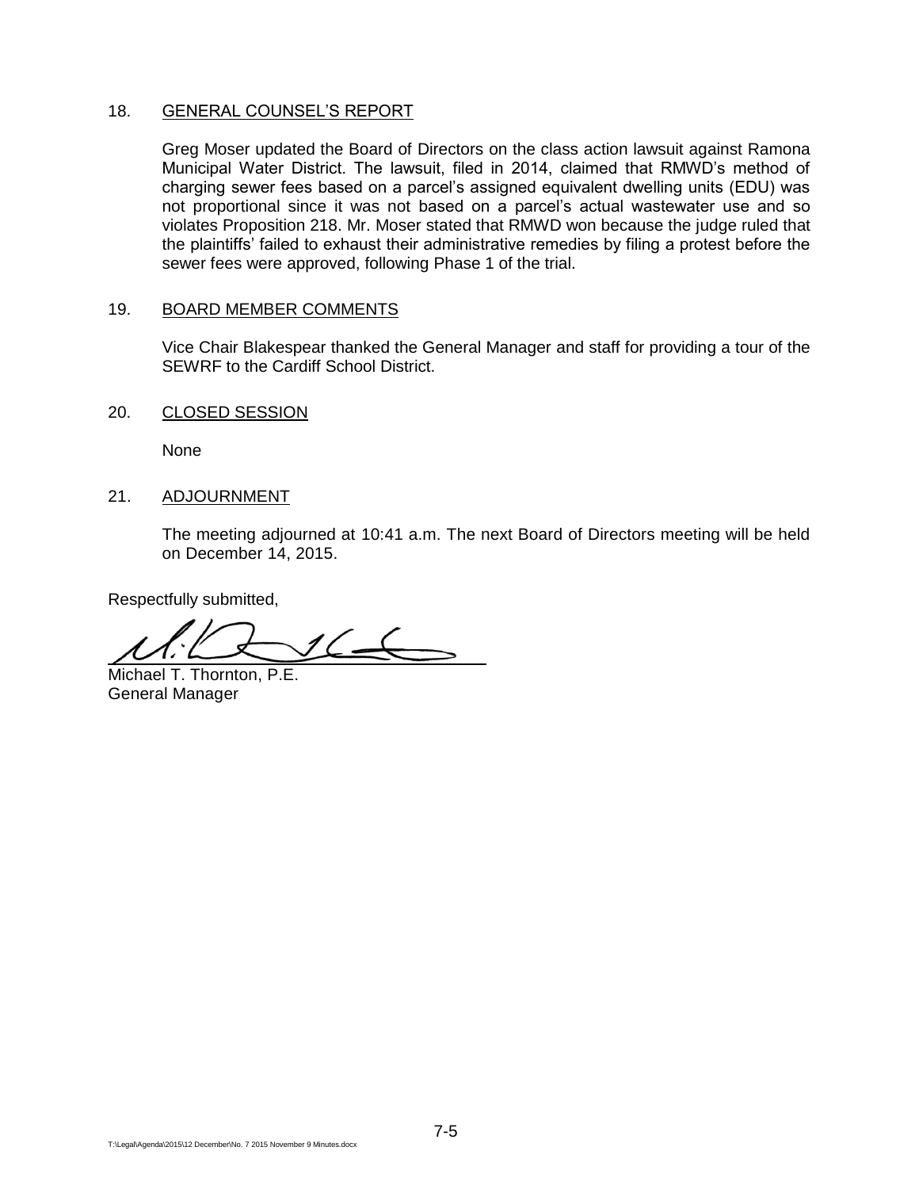18. <u>GENERAL COUNSEL'S REPORT</u>

    Greg Moser updated the Board of Directors on the class action lawsuit against Ramona Municipal Water District. The lawsuit, filed in 2014, claimed that RMWD's method of charging sewer fees based on a parcel's assigned equivalent dwelling units (EDU) was not proportional since it was not based on a parcel's actual wastewater use and so violates Proposition 218. Mr. Moser stated that RMWD won because the judge ruled that the plaintiffs' failed to exhaust their administrative remedies by filing a protest before the sewer fees were approved, following Phase 1 of the trial.

19. <u>BOARD MEMBER COMMENTS</u>

    Vice Chair Blakespear thanked the General Manager and staff for providing a tour of the SEWRF to the Cardiff School District.

20. <u>CLOSED SESSION</u>

    None

21. <u>ADJOURNMENT</u>

    The meeting adjourned at 10:41 a.m. The next Board of Directors meeting will be held on December 14, 2015.

Respectfully submitted,

Michael T. Thornton, P.E.
General Manager

T:\Legal\Agenda\2015\12 December\No. 7 2015 November 9 Minutes.docx